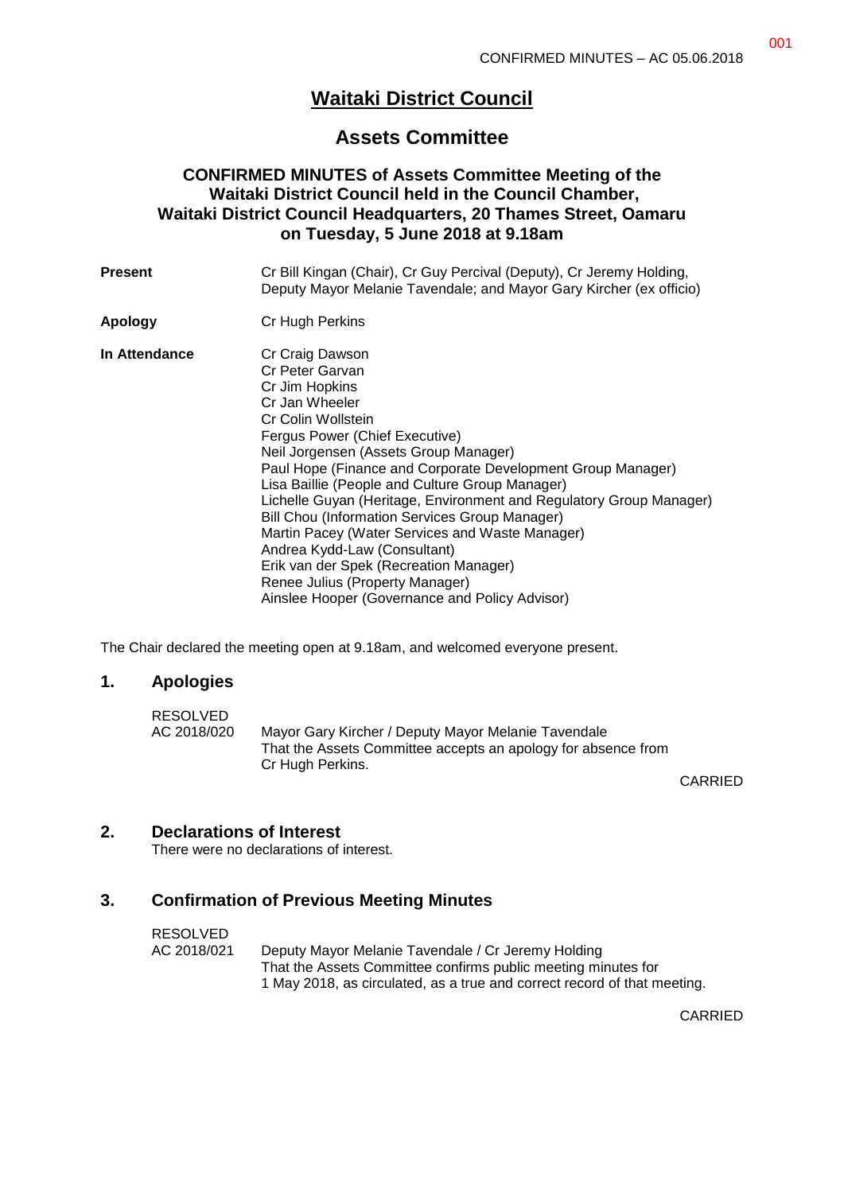# Waitaki District Council

## Assets Committee

### CONFIRMED MINUTES of Assets Committee Meeting of the Waitaki District Council held in the Council Chamber, Waitaki District Council Headquarters, 20 Thames Street, Oamaru on Tuesday, 5 June 2018 at 9.18am

| | |
|---|---|
| **Present** | Cr Bill Kingan (Chair), Cr Guy Percival (Deputy), Cr Jeremy Holding, Deputy Mayor Melanie Tavendale; and Mayor Gary Kircher (ex officio) |
| **Apology** | Cr Hugh Perkins |
| **In Attendance** | Cr Craig Dawson<br>Cr Peter Garvan<br>Cr Jim Hopkins<br>Cr Jan Wheeler<br>Cr Colin Wollstein<br>Fergus Power (Chief Executive)<br>Neil Jorgensen (Assets Group Manager)<br>Paul Hope (Finance and Corporate Development Group Manager)<br>Lisa Baillie (People and Culture Group Manager)<br>Lichelle Guyan (Heritage, Environment and Regulatory Group Manager)<br>Bill Chou (Information Services Group Manager)<br>Martin Pacey (Water Services and Waste Manager)<br>Andrea Kydd-Law (Consultant)<br>Erik van der Spek (Recreation Manager)<br>Renee Julius (Property Manager)<br>Ainslee Hooper (Governance and Policy Advisor) |

The Chair declared the meeting open at 9.18am, and welcomed everyone present.

## 1. Apologies

RESOLVED
AC 2018/020 Mayor Gary Kircher / Deputy Mayor Melanie Tavendale
That the Assets Committee accepts an apology for absence from Cr Hugh Perkins.

CARRIED

## 2. Declarations of Interest

There were no declarations of interest.

## 3. Confirmation of Previous Meeting Minutes

RESOLVED
AC 2018/021 Deputy Mayor Melanie Tavendale / Cr Jeremy Holding
That the Assets Committee confirms public meeting minutes for 1 May 2018, as circulated, as a true and correct record of that meeting.

CARRIED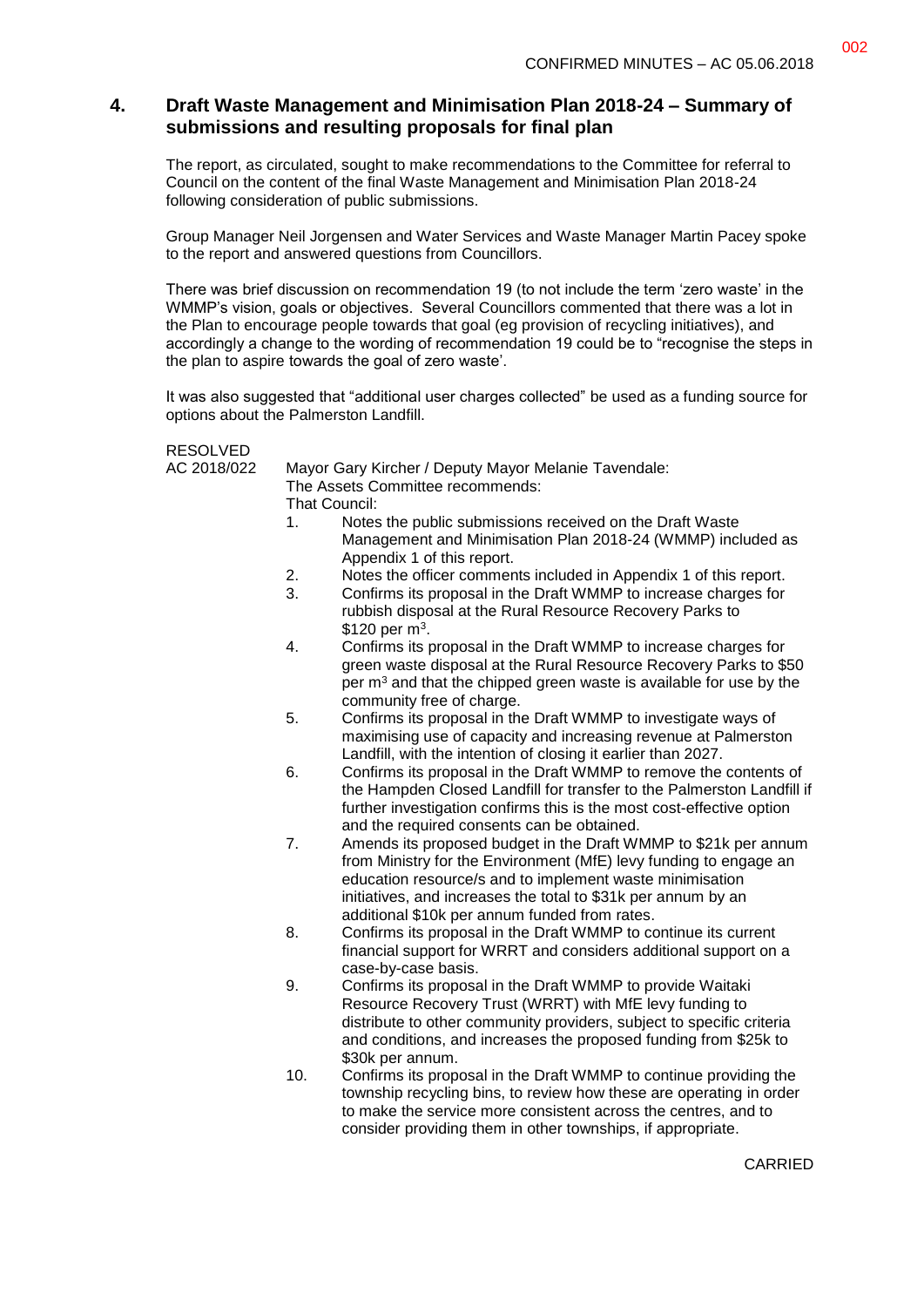## 4. Draft Waste Management and Minimisation Plan 2018-24 – Summary of submissions and resulting proposals for final plan

The report, as circulated, sought to make recommendations to the Committee for referral to Council on the content of the final Waste Management and Minimisation Plan 2018-24 following consideration of public submissions.

Group Manager Neil Jorgensen and Water Services and Waste Manager Martin Pacey spoke to the report and answered questions from Councillors.

There was brief discussion on recommendation 19 (to not include the term 'zero waste' in the WMMP's vision, goals or objectives. Several Councillors commented that there was a lot in the Plan to encourage people towards that goal (eg provision of recycling initiatives), and accordingly a change to the wording of recommendation 19 could be to "recognise the steps in the plan to aspire towards the goal of zero waste'.

It was also suggested that "additional user charges collected" be used as a funding source for options about the Palmerston Landfill.

RESOLVED
AC 2018/022 Mayor Gary Kircher / Deputy Mayor Melanie Tavendale:
The Assets Committee recommends:
That Council:

1. Notes the public submissions received on the Draft Waste Management and Minimisation Plan 2018-24 (WMMP) included as Appendix 1 of this report.
2. Notes the officer comments included in Appendix 1 of this report.
3. Confirms its proposal in the Draft WMMP to increase charges for rubbish disposal at the Rural Resource Recovery Parks to \$120 per $m^3$.
4. Confirms its proposal in the Draft WMMP to increase charges for green waste disposal at the Rural Resource Recovery Parks to \$50 per $m^3$ and that the chipped green waste is available for use by the community free of charge.
5. Confirms its proposal in the Draft WMMP to investigate ways of maximising use of capacity and increasing revenue at Palmerston Landfill, with the intention of closing it earlier than 2027.
6. Confirms its proposal in the Draft WMMP to remove the contents of the Hampden Closed Landfill for transfer to the Palmerston Landfill if further investigation confirms this is the most cost-effective option and the required consents can be obtained.
7. Amends its proposed budget in the Draft WMMP to \$21k per annum from Ministry for the Environment (MfE) levy funding to engage an education resource/s and to implement waste minimisation initiatives, and increases the total to \$31k per annum by an additional \$10k per annum funded from rates.
8. Confirms its proposal in the Draft WMMP to continue its current financial support for WRRT and considers additional support on a case-by-case basis.
9. Confirms its proposal in the Draft WMMP to provide Waitaki Resource Recovery Trust (WRRT) with MfE levy funding to distribute to other community providers, subject to specific criteria and conditions, and increases the proposed funding from \$25k to \$30k per annum.
10. Confirms its proposal in the Draft WMMP to continue providing the township recycling bins, to review how these are operating in order to make the service more consistent across the centres, and to consider providing them in other townships, if appropriate.

CARRIED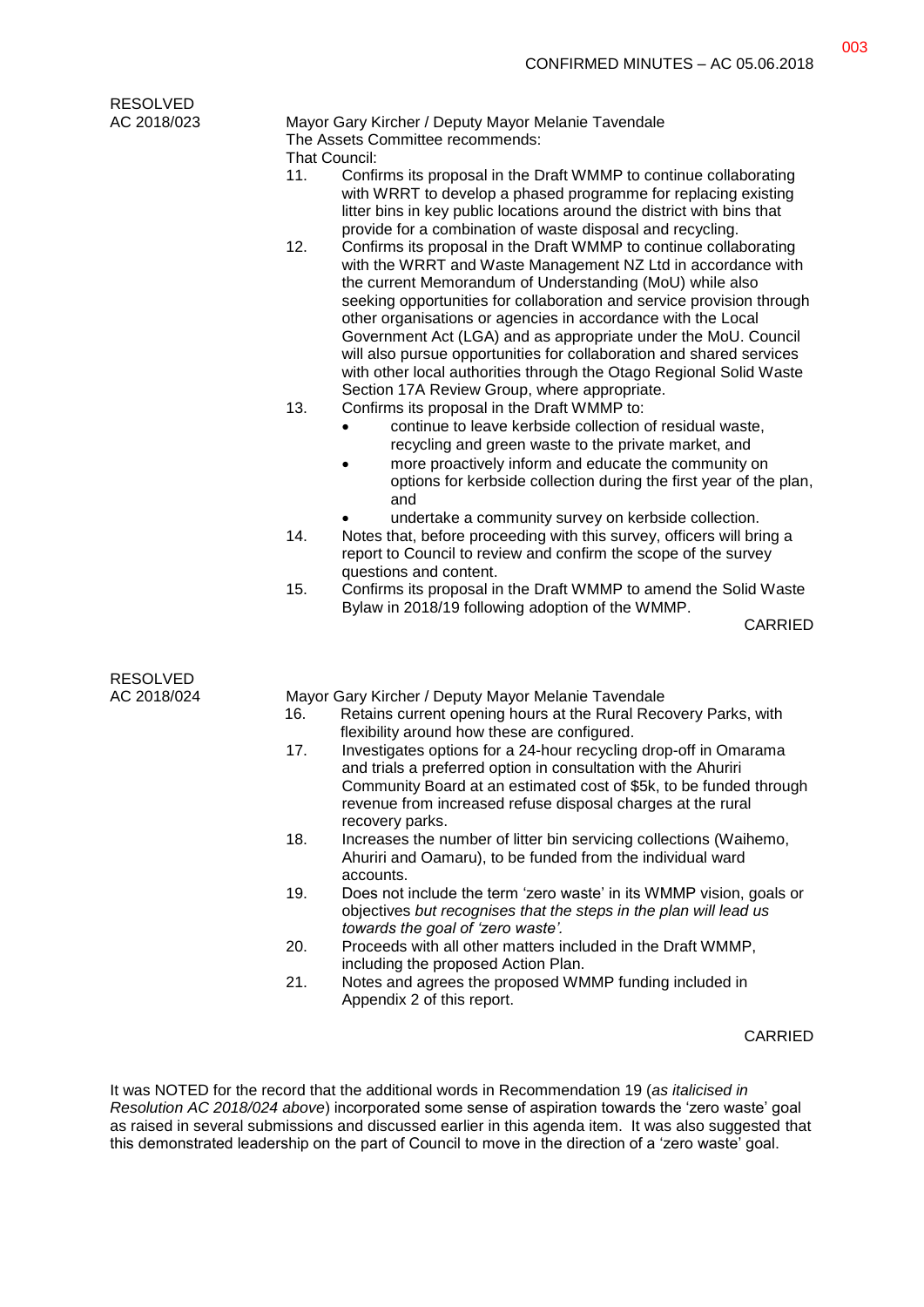RESOLVED
AC 2018/023

Mayor Gary Kircher / Deputy Mayor Melanie Tavendale
The Assets Committee recommends:
That Council:

11. Confirms its proposal in the Draft WMMP to continue collaborating with WRRT to develop a phased programme for replacing existing litter bins in key public locations around the district with bins that provide for a combination of waste disposal and recycling.
12. Confirms its proposal in the Draft WMMP to continue collaborating with the WRRT and Waste Management NZ Ltd in accordance with the current Memorandum of Understanding (MoU) while also seeking opportunities for collaboration and service provision through other organisations or agencies in accordance with the Local Government Act (LGA) and as appropriate under the MoU. Council will also pursue opportunities for collaboration and shared services with other local authorities through the Otago Regional Solid Waste Section 17A Review Group, where appropriate.
13. Confirms its proposal in the Draft WMMP to:
    - continue to leave kerbside collection of residual waste, recycling and green waste to the private market, and
    - more proactively inform and educate the community on options for kerbside collection during the first year of the plan, and
    - undertake a community survey on kerbside collection.
14. Notes that, before proceeding with this survey, officers will bring a report to Council to review and confirm the scope of the survey questions and content.
15. Confirms its proposal in the Draft WMMP to amend the Solid Waste Bylaw in 2018/19 following adoption of the WMMP.

CARRIED

RESOLVED
AC 2018/024

Mayor Gary Kircher / Deputy Mayor Melanie Tavendale

16. Retains current opening hours at the Rural Recovery Parks, with flexibility around how these are configured.
17. Investigates options for a 24-hour recycling drop-off in Omarama and trials a preferred option in consultation with the Ahuriri Community Board at an estimated cost of $5k, to be funded through revenue from increased refuse disposal charges at the rural recovery parks.
18. Increases the number of litter bin servicing collections (Waihemo, Ahuriri and Oamaru), to be funded from the individual ward accounts.
19. Does not include the term 'zero waste' in its WMMP vision, goals or objectives *but recognises that the steps in the plan will lead us towards the goal of 'zero waste'.*
20. Proceeds with all other matters included in the Draft WMMP, including the proposed Action Plan.
21. Notes and agrees the proposed WMMP funding included in Appendix 2 of this report.

CARRIED

It was NOTED for the record that the additional words in Recommendation 19 (*as italicised in Resolution AC 2018/024 above*) incorporated some sense of aspiration towards the 'zero waste' goal as raised in several submissions and discussed earlier in this agenda item. It was also suggested that this demonstrated leadership on the part of Council to move in the direction of a 'zero waste' goal.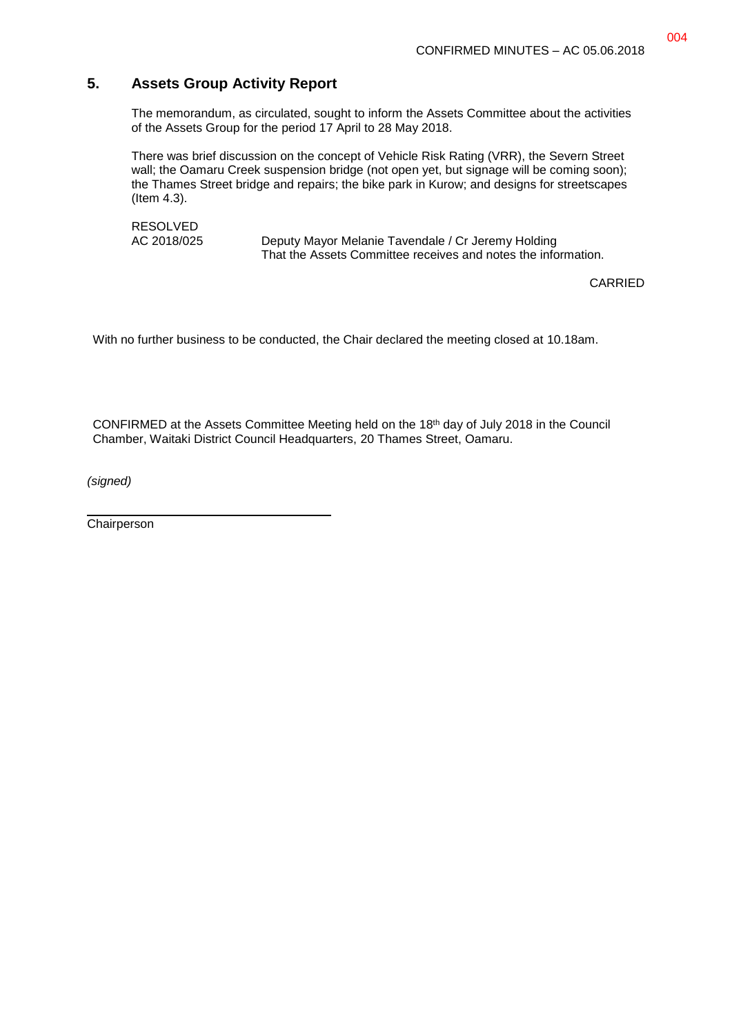## 5. Assets Group Activity Report

The memorandum, as circulated, sought to inform the Assets Committee about the activities of the Assets Group for the period 17 April to 28 May 2018.

There was brief discussion on the concept of Vehicle Risk Rating (VRR), the Severn Street wall; the Oamaru Creek suspension bridge (not open yet, but signage will be coming soon); the Thames Street bridge and repairs; the bike park in Kurow; and designs for streetscapes (Item 4.3).

RESOLVED
AC 2018/025 Deputy Mayor Melanie Tavendale / Cr Jeremy Holding
That the Assets Committee receives and notes the information.

CARRIED

With no further business to be conducted, the Chair declared the meeting closed at 10.18am.

CONFIRMED at the Assets Committee Meeting held on the 18th day of July 2018 in the Council Chamber, Waitaki District Council Headquarters, 20 Thames Street, Oamaru.

*(signed)*

Chairperson